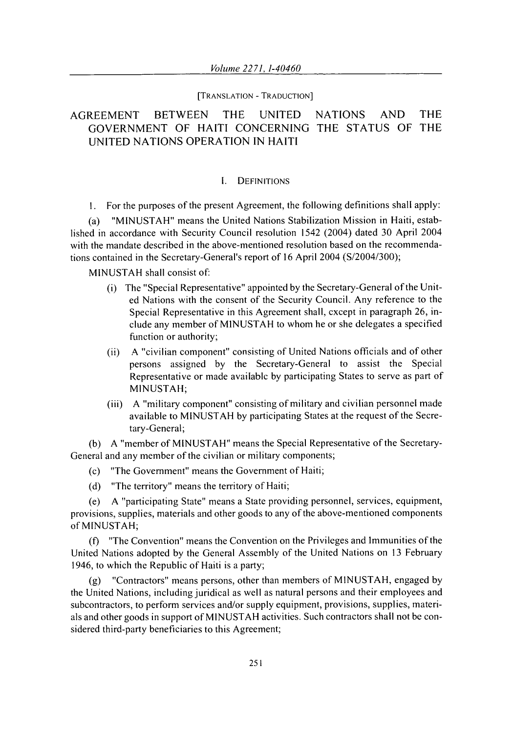[TRANSLATION - TRADUCTION]

# AGREEMENT BETWEEN THE UNITED NATIONS AND THE GOVERNMENT OF HAITI CONCERNING THE STATUS OF THE UNITED NATIONS OPERATION IN HAITI

## I. DEFINITIONS

1. For the purposes of the present Agreement, the following definitions shall apply:

(a) "MINUSTAH" means the United Nations Stabilization Mission in Haiti, established in accordance with Security Council resolution 1542 (2004) dated 30 April 2004 with the mandate described in the above-mentioned resolution based on the recommendations contained in the Secretary-General's report of 16 April 2004 (S/2004/300);

MINUSTAH shall consist of:

- (i) The "Special Representative" appointed by the Secretary-General of the United Nations with the consent of the Security Council. Any reference to the Special Representative in this Agreement shall, cxcept in paragraph 26, include any member of MINUSTAH to whom he or she delegates a specified function or authority;
- (ii) A "civilian component" consisting of United Nations officials and of other persons assigned by the Secretary-General to assist the Special Representative or made availablc by participating States to serve as part of MINUSTAH;
- (iii) A "military component" consisting of military and civilian personnel made available to MINUSTAH by participating States at the request of the Secretary-General;

(b) A "member of MINUSTAH" means the Special Representative of the Secretary-General and any member of the civilian or military components;

(c) "The Government" means the Government of Haiti;

(d) "The territory" means the territory of Haiti;

(e) A "participating State" means a State providing personnel, services, equipment, provisions, supplies, materials and other goods to any of the above-mentioned components of MINUSTAH;

(f) "The Convention" means the Convention on the Privileges and Immunities of the United Nations adopted by the General Assembly of the United Nations on 13 February 1946, to which the Republic of Haiti is a party;

(g) "Contractors" means persons, other than members of MINUSTAH, engaged by the United Nations, including juridical as well as natural persons and their employees and subcontractors, to perform services and/or supply equipment, provisions, supplies, materials and other goods in support of MINUSTAH activities. Such contractors shall not be considered third-party beneficiaries to this Agreement;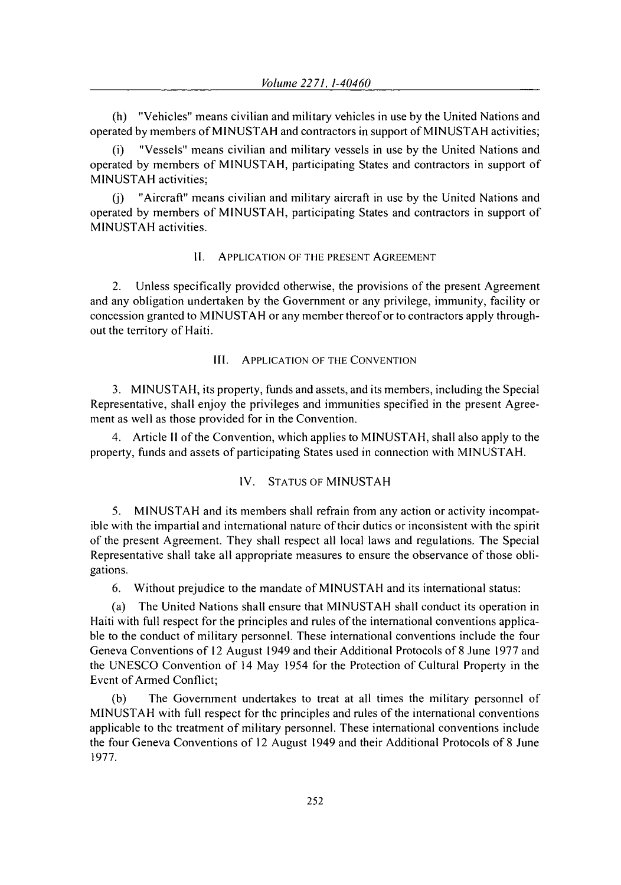(h) "Vehicles" means civilian and military vehicles in use by the United Nations and operated by members of MINUSTAH and contractors in support of MINUSTAH activities;

(i) "Vessels" means civilian and military vessels in use by the United Nations and operated by members of MINUSTAH, participating States and contractors in support of MINUSTAH activities;

(j) "Aircraft" means civilian and military aircraft in use by the United Nations and operated by members of MINUSTAH, participating States and contractors in support of MINUSTAH activities.

## II. APPLICATION OF THE PRESENT AGREEMENT

2. Unless specifically provided otherwise, the provisions of the present Agreement and any obligation undertaken by the Government or any privilege, immunity, facility or concession granted to MINUSTAH or any member thereof or to contractors apply throughout the territory of Haiti.

## III. APPLICATION OF THE CONVENTION

3. MINUSTAH, its property, funds and assets, and its members, including the Special Representative, shall enjoy the privileges and immunities specified in the present Agreement as well as those provided for in the Convention.

4. Article II of the Convention, which applies to MINUSTAH, shall also apply to the property, funds and assets of participating States used in connection with MINUSTAH.

## IV. STATUS OF MINUSTAH

5. MINUSTAH and its members shall refrain from any action or activity incompatible with the impartial and international nature of their duties or inconsistent with the spirit of the present Agreement. They shall respect all local laws and regulations. The Special Representative shall take all appropriate measures to ensure the observance of those obligations.

6. Without prejudice to the mandate of MINUSTAH and its international status:

(a) The United Nations shall ensure that MINUSTAH shall conduct its operation in Haiti with full respect for the principles and rules of the international conventions applicable to the conduct of military personnel. These international conventions include the four Geneva Conventions of 12 August 1949 and their Additional Protocols of 8 June 1977 and the UNESCO Convention of 14 May 1954 for the Protection of Cultural Property in the Event of Armed Conflict;

(b) The Government undertakes to treat at all times the military personnel of MINUSTAH with full respect for the principles and rules of the international conventions applicable to the treatment of military personnel. These international conventions include the four Geneva Conventions of 12 August 1949 and their Additional Protocols of 8 June 1977.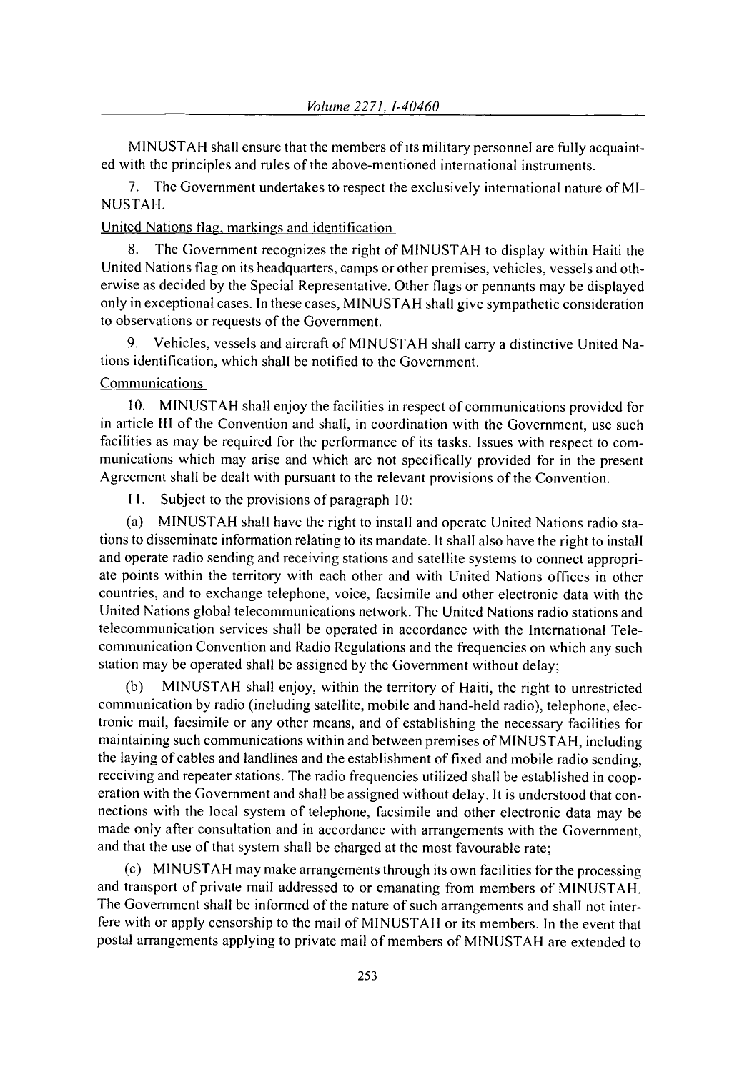MINUSTAH shall ensure that the members of its military personnel are fully acquainted with the principles and rules of the above-mentioned international instruments.

7. The Government undertakes to respect the exclusively international nature of MINUSTAH.

United Nations flag, markings and identification

8. The Government recognizes the right of MINUSTAH to display within Haiti the United Nations flag on its headquarters, camps or other premises, vehicles, vessels and otherwise as decided by the Special Representative. Other flags or pennants may be displayed only in exceptional cases. In these cases, MINUSTAH shall give sympathetic consideration to observations or requests of the Government.

9. Vehicles, vessels and aircraft of MINUSTAH shall carry a distinctive United Nations identification, which shall be notified to the Government.

Communications

10. MINUSTAH shall enjoy the facilities in respect of communications provided for in article III of the Convention and shall, in coordination with the Government, use such facilities as may be required for the performance of its tasks. Issues with respect to communications which may arise and which are not specifically provided for in the present Agreement shall be dealt with pursuant to the relevant provisions of the Convention.

11. Subject to the provisions of paragraph 10:

(a) MINUSTAH shall have the right to install and operate United Nations radio stations to disseminate information relating to its mandate. It shall also have the right to install and operate radio sending and receiving stations and satellite systems to connect appropriate points within the territory with each other and with United Nations offices in other countries, and to exchange telephone, voice, facsimile and other electronic data with the United Nations global telecommunications network. The United Nations radio stations and telecommunication services shall be operated in accordance with the International Telecommunication Convention and Radio Regulations and the frequencies on which any such station may be operated shall be assigned by the Government without delay;

(b) MINUSTAH shall enjoy, within the territory of Haiti, the right to unrestricted communication by radio (including satellite, mobile and hand-held radio), telephone, electronic mail, facsimile or any other means, and of establishing the necessary facilities for maintaining such communications within and between premises of MINUSTAH, including the laying of cables and landlines and the establishment of fixed and mobile radio sending, receiving and repeater stations. The radio frequencies utilized shall be established in cooperation with the Government and shall be assigned without delay. It is understood that connections with the local system of telephone, facsimile and other electronic data may be made only after consultation and in accordance with arrangements with the Government, and that the use of that system shall be charged at the most favourable rate;

(c) MINUSTAH may make arrangements through its own facilities for the processing and transport of private mail addressed to or emanating from members of MINUSTAH. The Government shall be informed of the nature of such arrangements and shall not interfere with or apply censorship to the mail of MINUSTAH or its members. In the event that postal arrangements applying to private mail of members of MINUSTAH are extended to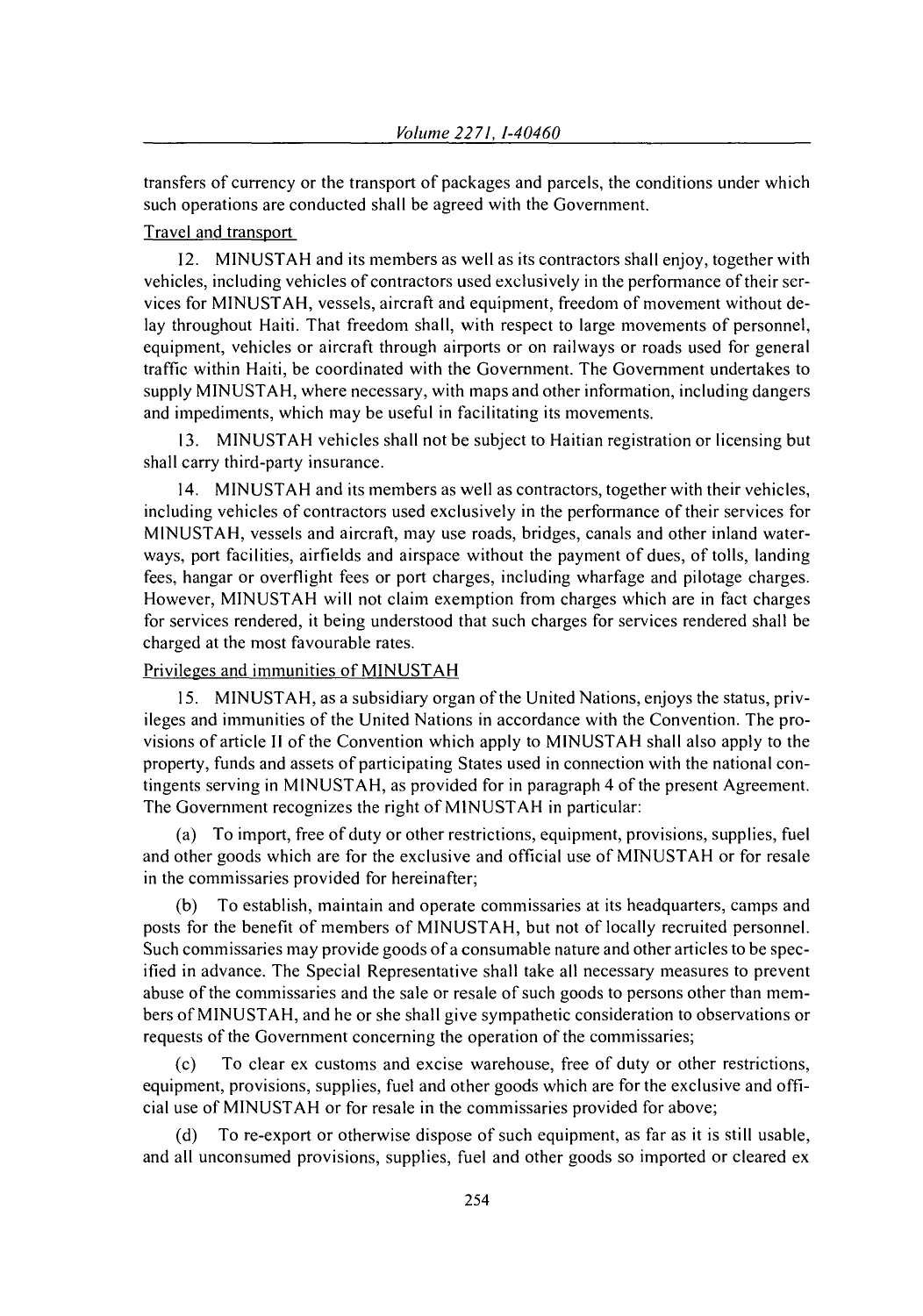transfers of currency or the transport of packages and parcels, the conditions under which such operations are conducted shall be agreed with the Government.

Travel and transport

12. MINUSTAH and its members as well as its contractors shall enjoy, together with vehicles, including vehicles of contractors used exclusively in the performance of their services for MINUSTAH, vessels, aircraft and equipment, freedom of movement without delay throughout Haiti. That freedom shall, with respect to large movements of personnel, equipment, vehicles or aircraft through airports or on railways or roads used for general traffic within Haiti, be coordinated with the Government. The Government undertakes to supply MINUSTAH, where necessary, with maps and other information, including dangers and impediments, which may be useful in facilitating its movements.

13. MINUSTAH vehicles shall not be subject to Haitian registration or licensing but shall carry third-party insurance.

14. MINUSTAH and its members as well as contractors, together with their vehicles, including vehicles of contractors used exclusively in the performance of their services for MINUSTAH, vessels and aircraft, may use roads, bridges, canals and other inland waterways, port facilities, airfields and airspace without the payment of dues, of tolls, landing fees, hangar or overflight fees or port charges, including wharfage and pilotage charges. However, MINUSTAH will not claim exemption from charges which are in fact charges for services rendered, it being understood that such charges for services rendered shall be charged at the most favourable rates.

Privileges and immunities of MINUSTAH

15. MINUSTAH, as a subsidiary organ of the United Nations, enjoys the status, privileges and immunities of the United Nations in accordance with the Convention. The provisions of article II of the Convention which apply to MINUSTAH shall also apply to the property, funds and assets of participating States used in connection with the national contingents serving in MINUSTAH, as provided for in paragraph 4 of the present Agreement. The Government recognizes the right of MINUSTAH in particular:

(a) To import, free of duty or other restrictions, equipment, provisions, supplies, fuel and other goods which are for the exclusive and official use of MINUSTAH or for resale in the commissaries provided for hereinafter;

(b) To establish, maintain and operate commissaries at its headquarters, camps and posts for the benefit of members of MINUSTAH, but not of locally recruited personnel. Such commissaries may provide goods of a consumable nature and other articles to be specified in advance. The Special Representative shall take all necessary measures to prevent abuse of the commissaries and the sale or resale of such goods to persons other than members of MINUSTAH, and he or she shall give sympathetic consideration to observations or requests of the Government concerning the operation of the commissaries;

(c) To clear ex customs and excise warehouse, free of duty or other restrictions, equipment, provisions, supplies, fuel and other goods which are for the exclusive and official use of MINUSTAH or for resale in the commissaries provided for above;

(d) To re-export or otherwise dispose of such equipment, as far as it is still usable, and all unconsumed provisions, supplies, fuel and other goods so imported or cleared ex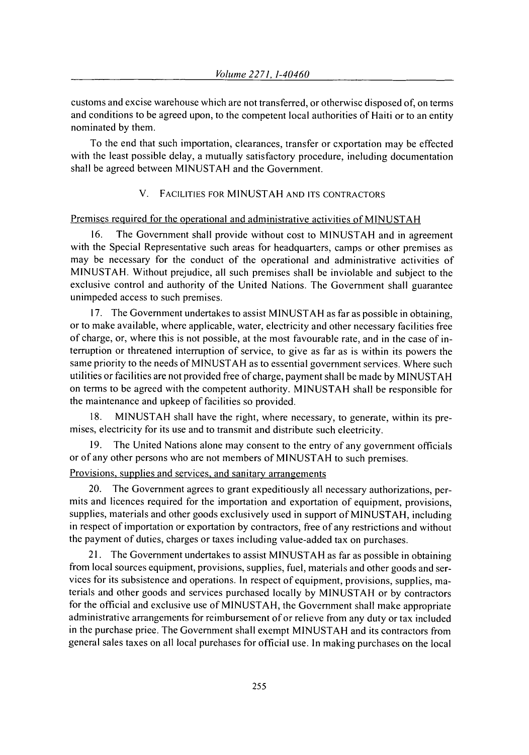customs and excise warehouse which are not transferred, or otherwise disposed of, on terms and conditions to be agreed upon, to the competent local authorities of Haiti or to an entity nominated by them.

To the end that such importation, clearances, transfer or exportation may be effected with the least possible delay, a mutually satisfactory procedure, including documentation shall be agreed between MINUSTAH and the Government.

## V. Facilities for MINUSTAH and its contractors

Premises required for the operational and administrative activities of MINUSTAH

16. The Government shall provide without cost to MINUSTAH and in agreement with the Special Representative such areas for headquarters, camps or other premises as may be necessary for the conduct of the operational and administrative activities of MINUSTAH. Without prejudice, all such premises shall be inviolable and subject to the exclusive control and authority of the United Nations. The Government shall guarantee unimpeded access to such premises.

17. The Government undertakes to assist MINUSTAH as far as possible in obtaining, or to make available, where applicable, water, electricity and other necessary facilities free of charge, or, where this is not possible, at the most favourable rate, and in the case of interruption or threatened interruption of service, to give as far as is within its powers the same priority to the needs of MINUSTAH as to essential government services. Where such utilities or facilities are not provided free of charge, payment shall be made by MINUSTAH on terms to be agreed with the competent authority. MINUSTAH shall be responsible for the maintenance and upkeep of facilities so provided.

18. MINUSTAH shall have the right, where necessary, to generate, within its premises, electricity for its use and to transmit and distribute such electricity.

19. The United Nations alone may consent to the entry of any government officials or of any other persons who are not members of MINUSTAH to such premises.

Provisions, supplies and services, and sanitary arrangements

20. The Government agrees to grant expeditiously all necessary authorizations, permits and licences required for the importation and exportation of equipment, provisions, supplies, materials and other goods exclusively used in support of MINUSTAH, including in respect of importation or exportation by contractors, free of any restrictions and without the payment of duties, charges or taxes including value-added tax on purchases.

21. The Government undertakes to assist MINUSTAH as far as possible in obtaining from local sources equipment, provisions, supplies, fuel, materials and other goods and services for its subsistence and operations. In respect of equipment, provisions, supplies, materials and other goods and services purchased locally by MINUSTAH or by contractors for the official and exclusive use of MINUSTAH, the Government shall make appropriate administrative arrangements for reimbursement of or relieve from any duty or tax included in the purchase price. The Government shall exempt MINUSTAH and its contractors from general sales taxes on all local purchases for official use. In making purchases on the local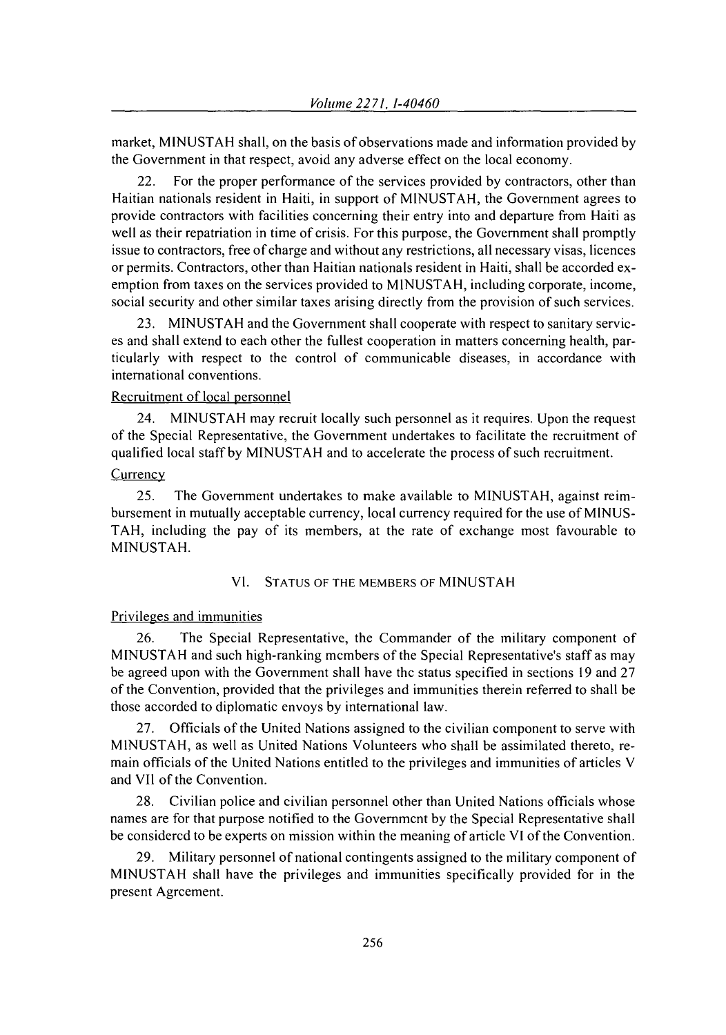market, MINUSTAH shall, on the basis of observations made and information provided by the Government in that respect, avoid any adverse effect on the local economy.

22. For the proper performance of the services provided by contractors, other than Haitian nationals resident in Haiti, in support of MINUSTAH, the Government agrees to provide contractors with facilities concerning their entry into and departure from Haiti as well as their repatriation in time of crisis. For this purpose, the Government shall promptly issue to contractors, free of charge and without any restrictions, all necessary visas, licences or permits. Contractors, other than Haitian nationals resident in Haiti, shall be accorded exemption from taxes on the services provided to MINUSTAH, including corporate, income, social security and other similar taxes arising directly from the provision of such services.

23. MINUSTAH and the Government shall cooperate with respect to sanitary services and shall extend to each other the fullest cooperation in matters concerning health, particularly with respect to the control of communicable diseases, in accordance with international conventions.

Recruitment of local personnel

24. MINUSTAH may recruit locally such personnel as it requires. Upon the request of the Special Representative, the Government undertakes to facilitate the recruitment of qualified local staff by MINUSTAH and to accelerate the process of such recruitment.

Currency

25. The Government undertakes to make available to MINUSTAH, against reimbursement in mutually acceptable currency, local currency required for the use of MINUSTAH, including the pay of its members, at the rate of exchange most favourable to MINUSTAH.

## VI. STATUS OF THE MEMBERS OF MINUSTAH

Privileges and immunities

26. The Special Representative, the Commander of the military component of MINUSTAH and such high-ranking members of the Special Representative's staff as may be agreed upon with the Government shall have the status specified in sections 19 and 27 of the Convention, provided that the privileges and immunities therein referred to shall be those accorded to diplomatic envoys by international law.

27. Officials of the United Nations assigned to the civilian component to serve with MINUSTAH, as well as United Nations Volunteers who shall be assimilated thereto, remain officials of the United Nations entitled to the privileges and immunities of articles V and VII of the Convention.

28. Civilian police and civilian personnel other than United Nations officials whose names are for that purpose notified to the Government by the Special Representative shall be considered to be experts on mission within the meaning of article VI of the Convention.

29. Military personnel of national contingents assigned to the military component of MINUSTAH shall have the privileges and immunities specifically provided for in the present Agreement.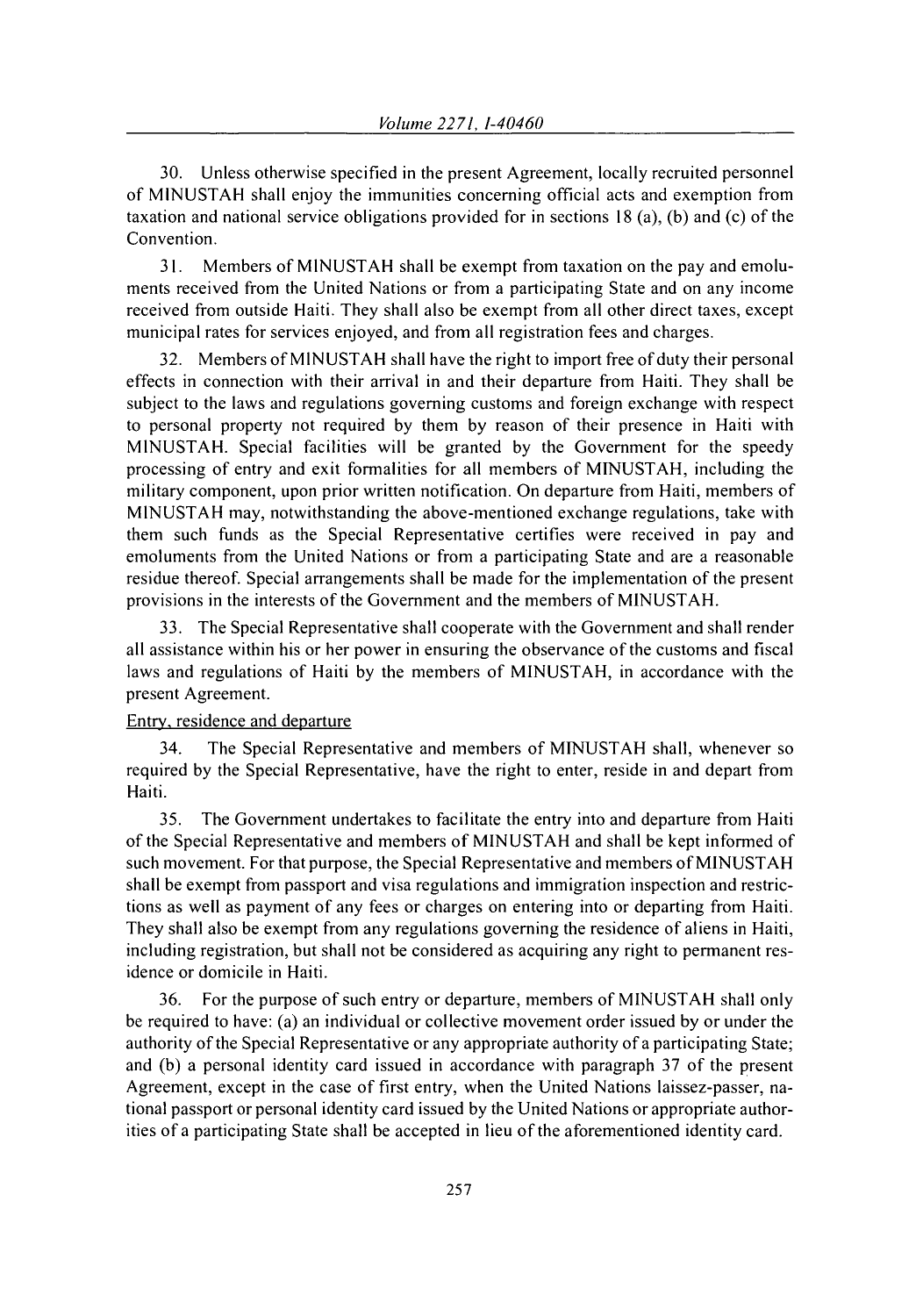30. Unless otherwise specified in the present Agreement, locally recruited personnel of MINUSTAH shall enjoy the immunities concerning official acts and exemption from taxation and national service obligations provided for in sections 18 (a), (b) and (c) of the Convention.

31. Members of MINUSTAH shall be exempt from taxation on the pay and emoluments received from the United Nations or from a participating State and on any income received from outside Haiti. They shall also be exempt from all other direct taxes, except municipal rates for services enjoyed, and from all registration fees and charges.

32. Members of MINUSTAH shall have the right to import free of duty their personal effects in connection with their arrival in and their departure from Haiti. They shall be subject to the laws and regulations governing customs and foreign exchange with respect to personal property not required by them by reason of their presence in Haiti with MINUSTAH. Special facilities will be granted by the Government for the speedy processing of entry and exit formalities for all members of MINUSTAH, including the military component, upon prior written notification. On departure from Haiti, members of MINUSTAH may, notwithstanding the above-mentioned exchange regulations, take with them such funds as the Special Representative certifies were received in pay and emoluments from the United Nations or from a participating State and are a reasonable residue thereof. Special arrangements shall be made for the implementation of the present provisions in the interests of the Government and the members of MINUSTAH.

33. The Special Representative shall cooperate with the Government and shall render all assistance within his or her power in ensuring the observance of the customs and fiscal laws and regulations of Haiti by the members of MINUSTAH, in accordance with the present Agreement.

Entry, residence and departure

34. The Special Representative and members of MINUSTAH shall, whenever so required by the Special Representative, have the right to enter, reside in and depart from Haiti.

35. The Government undertakes to facilitate the entry into and departure from Haiti of the Special Representative and members of MINUSTAH and shall be kept informed of such movement. For that purpose, the Special Representative and members of MINUSTAH shall be exempt from passport and visa regulations and immigration inspection and restrictions as well as payment of any fees or charges on entering into or departing from Haiti. They shall also be exempt from any regulations governing the residence of aliens in Haiti, including registration, but shall not be considered as acquiring any right to permanent residence or domicile in Haiti.

36. For the purpose of such entry or departure, members of MINUSTAH shall only be required to have: (a) an individual or collective movement order issued by or under the authority of the Special Representative or any appropriate authority of a participating State; and (b) a personal identity card issued in accordance with paragraph 37 of the present Agreement, except in the case of first entry, when the United Nations laissez-passer, national passport or personal identity card issued by the United Nations or appropriate authorities of a participating State shall be accepted in lieu of the aforementioned identity card.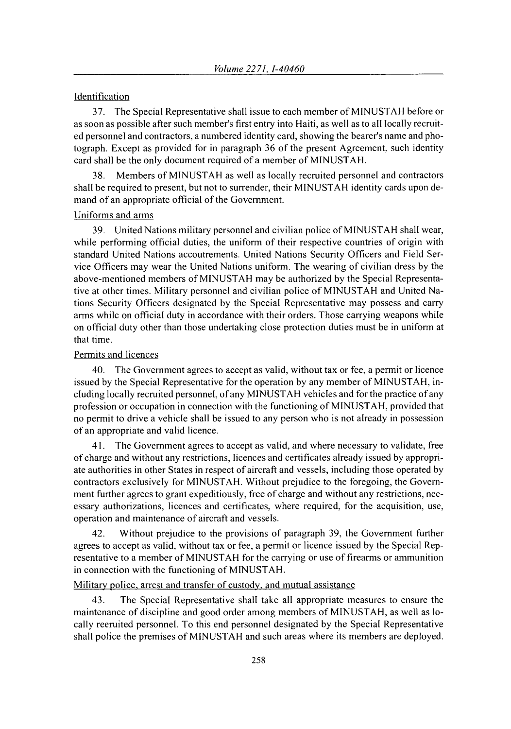Identification

37. The Special Representative shall issue to each member of MINUSTAH before or as soon as possible after such member's first entry into Haiti, as well as to all locally recruited personnel and contractors, a numbered identity card, showing the bearer's name and photograph. Except as provided for in paragraph 36 of the present Agreement, such identity card shall be the only document required of a member of MINUSTAH.

38. Members of MINUSTAH as well as locally recruited personnel and contractors shall be required to present, but not to surrender, their MINUSTAH identity cards upon demand of an appropriate official of the Government.

Uniforms and arms

39. United Nations military personnel and civilian police of MINUSTAH shall wear, while performing official duties, the uniform of their respective countries of origin with standard United Nations accoutrements. United Nations Security Officers and Field Service Officers may wear the United Nations uniform. The wearing of civilian dress by the above-mentioned members of MINUSTAH may be authorized by the Special Representative at other times. Military personnel and civilian police of MINUSTAH and United Nations Security Officers designated by the Special Representative may possess and carry arms while on official duty in accordance with their orders. Those carrying weapons while on official duty other than those undertaking close protection duties must be in uniform at that time.

Permits and licences

40. The Government agrees to accept as valid, without tax or fee, a permit or licence issued by the Special Representative for the operation by any member of MINUSTAH, including locally recruited personnel, of any MINUSTAH vehicles and for the practice of any profession or occupation in connection with the functioning of MINUSTAH, provided that no permit to drive a vehicle shall be issued to any person who is not already in possession of an appropriate and valid licence.

41. The Government agrees to accept as valid, and where necessary to validate, free of charge and without any restrictions, licences and certificates already issued by appropriate authorities in other States in respect of aircraft and vessels, including those operated by contractors exclusively for MINUSTAH. Without prejudice to the foregoing, the Government further agrees to grant expeditiously, free of charge and without any restrictions, necessary authorizations, licences and certificates, where required, for the acquisition, use, operation and maintenance of aircraft and vessels.

42. Without prejudice to the provisions of paragraph 39, the Government further agrees to accept as valid, without tax or fee, a permit or licence issued by the Special Representative to a member of MINUSTAH for the carrying or use of firearms or ammunition in connection with the functioning of MINUSTAH.

Military police, arrest and transfer of custody, and mutual assistance

43. The Special Representative shall take all appropriate measures to ensure the maintenance of discipline and good order among members of MINUSTAH, as well as locally recruited personnel. To this end personnel designated by the Special Representative shall police the premises of MINUSTAH and such areas where its members are deployed.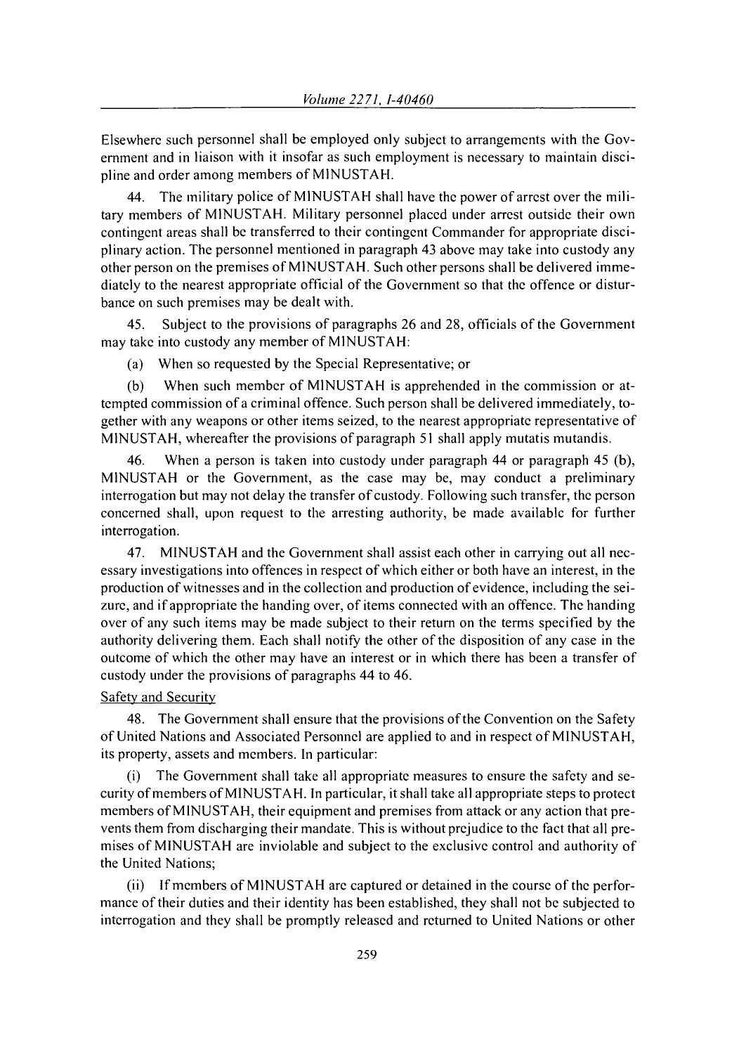Elsewhere such personnel shall be employed only subject to arrangements with the Government and in liaison with it insofar as such employment is necessary to maintain discipline and order among members of MINUSTAH.

44. The military police of MINUSTAH shall have the power of arrest over the military members of MINUSTAH. Military personnel placed under arrest outside their own contingent areas shall be transferred to their contingent Commander for appropriate disciplinary action. The personnel mentioned in paragraph 43 above may take into custody any other person on the premises of MINUSTAH. Such other persons shall be delivered immediately to the nearest appropriate official of the Government so that the offence or disturbance on such premises may be dealt with.

45. Subject to the provisions of paragraphs 26 and 28, officials of the Government may take into custody any member of MINUSTAH:

(a) When so requested by the Special Representative; or

(b) When such member of MINUSTAH is apprehended in the commission or attempted commission of a criminal offence. Such person shall be delivered immediately, together with any weapons or other items seized, to the nearest appropriate representative of MINUSTAH, whereafter the provisions of paragraph 51 shall apply mutatis mutandis.

46. When a person is taken into custody under paragraph 44 or paragraph 45 (b), MINUSTAH or the Government, as the case may be, may conduct a preliminary interrogation but may not delay the transfer of custody. Following such transfer, the person concerned shall, upon request to the arresting authority, be made available for further interrogation.

47. MINUSTAH and the Government shall assist each other in carrying out all necessary investigations into offences in respect of which either or both have an interest, in the production of witnesses and in the collection and production of evidence, including the seizure, and if appropriate the handing over, of items connected with an offence. The handing over of any such items may be made subject to their return on the terms specified by the authority delivering them. Each shall notify the other of the disposition of any case in the outcome of which the other may have an interest or in which there has been a transfer of custody under the provisions of paragraphs 44 to 46.

Safety and Security

48. The Government shall ensure that the provisions of the Convention on the Safety of United Nations and Associated Personnel are applied to and in respect of MINUSTAH, its property, assets and members. In particular:

(i) The Government shall take all appropriate measures to ensure the safety and security of members of MINUSTAH. In particular, it shall take all appropriate steps to protect members of MINUSTAH, their equipment and premises from attack or any action that prevents them from discharging their mandate. This is without prejudice to the fact that all premises of MINUSTAH are inviolable and subject to the exclusive control and authority of the United Nations;

(ii) If members of MINUSTAH are captured or detained in the course of the performance of their duties and their identity has been established, they shall not be subjected to interrogation and they shall be promptly released and returned to United Nations or other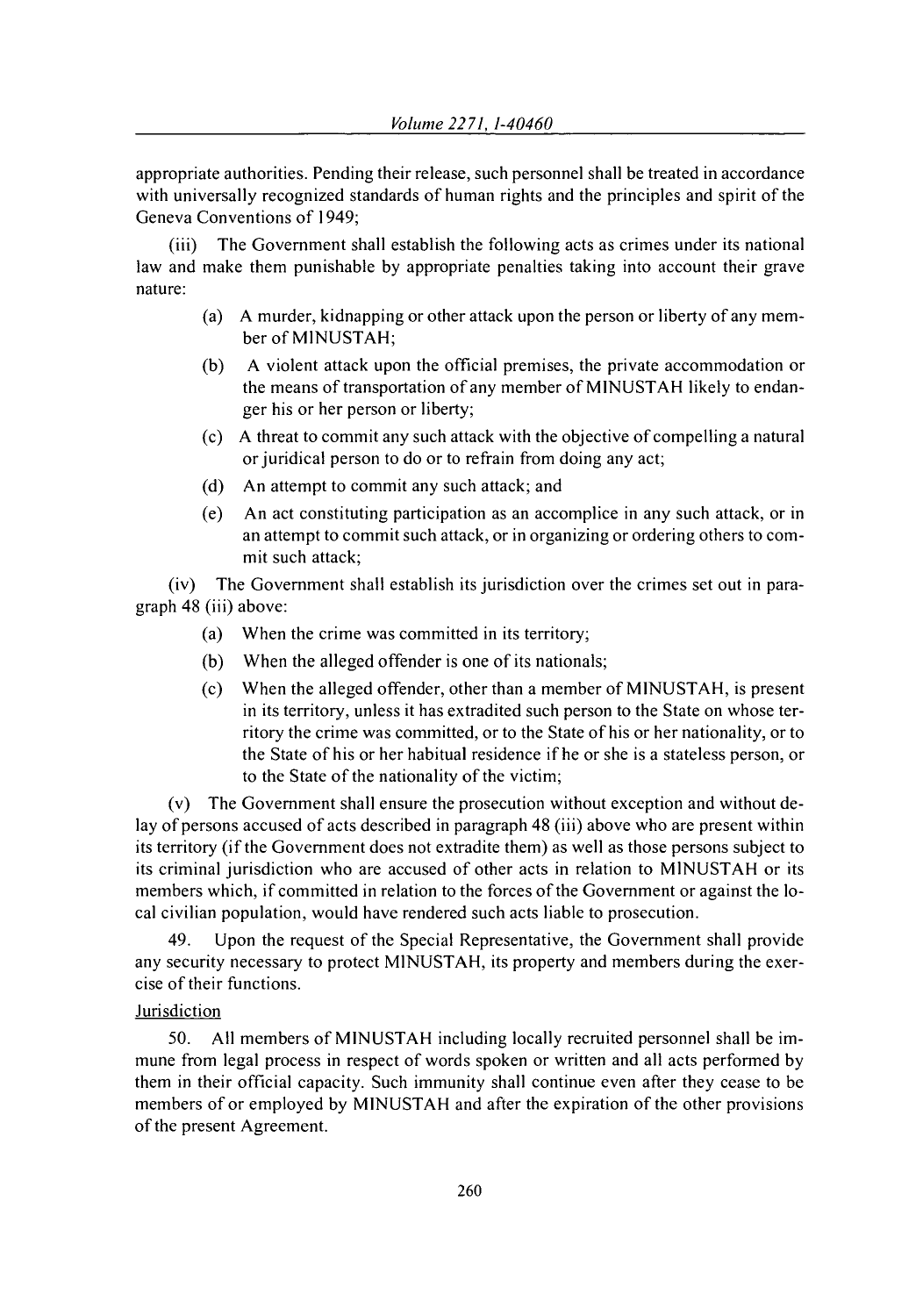appropriate authorities. Pending their release, such personnel shall be treated in accordance with universally recognized standards of human rights and the principles and spirit of the Geneva Conventions of 1949;

(iii) The Government shall establish the following acts as crimes under its national law and make them punishable by appropriate penalties taking into account their grave nature:

(a) A murder, kidnapping or other attack upon the person or liberty of any member of MINUSTAH;

(b) A violent attack upon the official premises, the private accommodation or the means of transportation of any member of MINUSTAH likely to endanger his or her person or liberty;

(c) A threat to commit any such attack with the objective of compelling a natural or juridical person to do or to refrain from doing any act;

(d) An attempt to commit any such attack; and

(e) An act constituting participation as an accomplice in any such attack, or in an attempt to commit such attack, or in organizing or ordering others to commit such attack;

(iv) The Government shall establish its jurisdiction over the crimes set out in paragraph 48 (iii) above:

(a) When the crime was committed in its territory;

(b) When the alleged offender is one of its nationals;

(c) When the alleged offender, other than a member of MINUSTAH, is present in its territory, unless it has extradited such person to the State on whose territory the crime was committed, or to the State of his or her nationality, or to the State of his or her habitual residence if he or she is a stateless person, or to the State of the nationality of the victim;

(v) The Government shall ensure the prosecution without exception and without delay of persons accused of acts described in paragraph 48 (iii) above who are present within its territory (if the Government does not extradite them) as well as those persons subject to its criminal jurisdiction who are accused of other acts in relation to MINUSTAH or its members which, if committed in relation to the forces of the Government or against the local civilian population, would have rendered such acts liable to prosecution.

49. Upon the request of the Special Representative, the Government shall provide any security necessary to protect MINUSTAH, its property and members during the exercise of their functions.

Jurisdiction

50. All members of MINUSTAH including locally recruited personnel shall be immune from legal process in respect of words spoken or written and all acts performed by them in their official capacity. Such immunity shall continue even after they cease to be members of or employed by MINUSTAH and after the expiration of the other provisions of the present Agreement.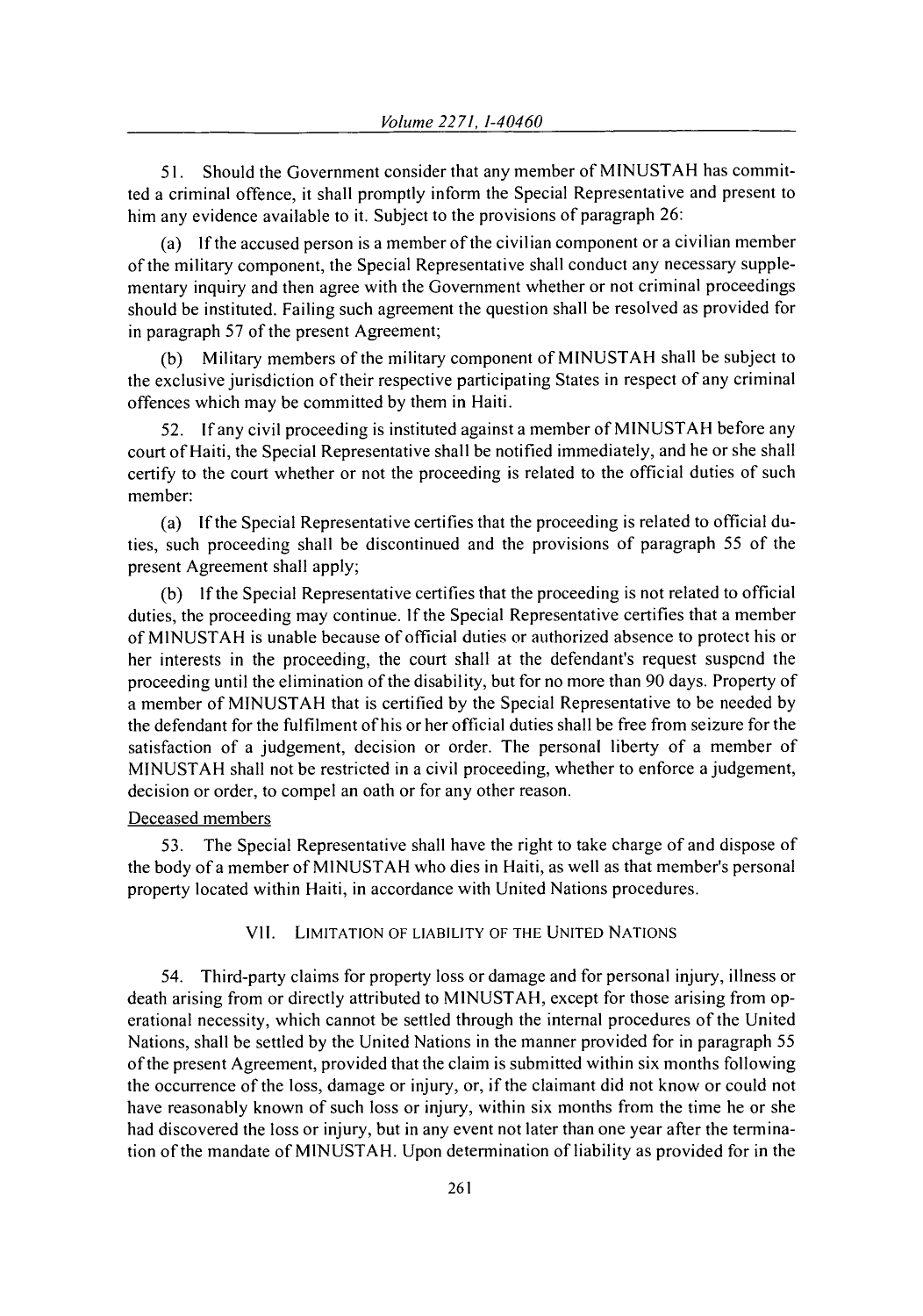51. Should the Government consider that any member of MINUSTAH has committed a criminal offence, it shall promptly inform the Special Representative and present to him any evidence available to it. Subject to the provisions of paragraph 26:

(a) If the accused person is a member of the civilian component or a civilian member of the military component, the Special Representative shall conduct any necessary supplementary inquiry and then agree with the Government whether or not criminal proceedings should be instituted. Failing such agreement the question shall be resolved as provided for in paragraph 57 of the present Agreement;

(b) Military members of the military component of MINUSTAH shall be subject to the exclusive jurisdiction of their respective participating States in respect of any criminal offences which may be committed by them in Haiti.

52. If any civil proceeding is instituted against a member of MINUSTAH before any court of Haiti, the Special Representative shall be notified immediately, and he or she shall certify to the court whether or not the proceeding is related to the official duties of such member:

(a) If the Special Representative certifies that the proceeding is related to official duties, such proceeding shall be discontinued and the provisions of paragraph 55 of the present Agreement shall apply;

(b) If the Special Representative certifies that the proceeding is not related to official duties, the proceeding may continue. If the Special Representative certifies that a member of MINUSTAH is unable because of official duties or authorized absence to protect his or her interests in the proceeding, the court shall at the defendant's request suspend the proceeding until the elimination of the disability, but for no more than 90 days. Property of a member of MINUSTAH that is certified by the Special Representative to be needed by the defendant for the fulfilment of his or her official duties shall be free from seizure for the satisfaction of a judgement, decision or order. The personal liberty of a member of MINUSTAH shall not be restricted in a civil proceeding, whether to enforce a judgement, decision or order, to compel an oath or for any other reason.

Deceased members

53. The Special Representative shall have the right to take charge of and dispose of the body of a member of MINUSTAH who dies in Haiti, as well as that member's personal property located within Haiti, in accordance with United Nations procedures.

## VII. LIMITATION OF LIABILITY OF THE UNITED NATIONS

54. Third-party claims for property loss or damage and for personal injury, illness or death arising from or directly attributed to MINUSTAH, except for those arising from operational necessity, which cannot be settled through the internal procedures of the United Nations, shall be settled by the United Nations in the manner provided for in paragraph 55 of the present Agreement, provided that the claim is submitted within six months following the occurrence of the loss, damage or injury, or, if the claimant did not know or could not have reasonably known of such loss or injury, within six months from the time he or she had discovered the loss or injury, but in any event not later than one year after the termination of the mandate of MINUSTAH. Upon determination of liability as provided for in the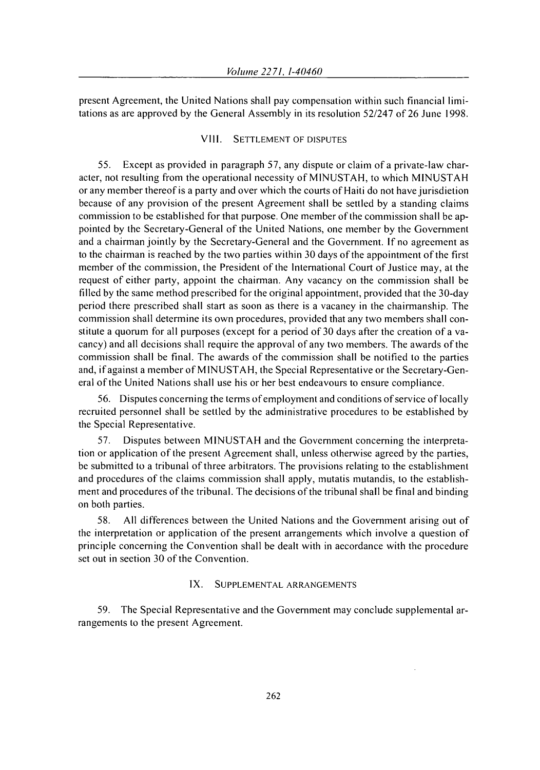present Agreement, the United Nations shall pay compensation within such financial limitations as are approved by the General Assembly in its resolution 52/247 of 26 June 1998.

## VIII. SETTLEMENT OF DISPUTES

55. Except as provided in paragraph 57, any dispute or claim of a private-law character, not resulting from the operational necessity of MINUSTAH, to which MINUSTAH or any member thereof is a party and over which the courts of Haiti do not have jurisdiction because of any provision of the present Agreement shall be settled by a standing claims commission to be established for that purpose. One member of the commission shall be appointed by the Secretary-General of the United Nations, one member by the Government and a chairman jointly by the Secretary-General and the Government. If no agreement as to the chairman is reached by the two parties within 30 days of the appointment of the first member of the commission, the President of the International Court of Justice may, at the request of either party, appoint the chairman. Any vacancy on the commission shall be filled by the same method prescribed for the original appointment, provided that the 30-day period there prescribed shall start as soon as there is a vacancy in the chairmanship. The commission shall determine its own procedures, provided that any two members shall constitute a quorum for all purposes (except for a period of 30 days after the creation of a vacancy) and all decisions shall require the approval of any two members. The awards of the commission shall be final. The awards of the commission shall be notified to the parties and, if against a member of MINUSTAH, the Special Representative or the Secretary-General of the United Nations shall use his or her best endeavours to ensure compliance.

56. Disputes concerning the terms of employment and conditions of service of locally recruited personnel shall be settled by the administrative procedures to be established by the Special Representative.

57. Disputes between MINUSTAH and the Government concerning the interpretation or application of the present Agreement shall, unless otherwise agreed by the parties, be submitted to a tribunal of three arbitrators. The provisions relating to the establishment and procedures of the claims commission shall apply, mutatis mutandis, to the establishment and procedures of the tribunal. The decisions of the tribunal shall be final and binding on both parties.

58. All differences between the United Nations and the Government arising out of the interpretation or application of the present arrangements which involve a question of principle concerning the Convention shall be dealt with in accordance with the procedure set out in section 30 of the Convention.

## IX. SUPPLEMENTAL ARRANGEMENTS

59. The Special Representative and the Government may conclude supplemental arrangements to the present Agreement.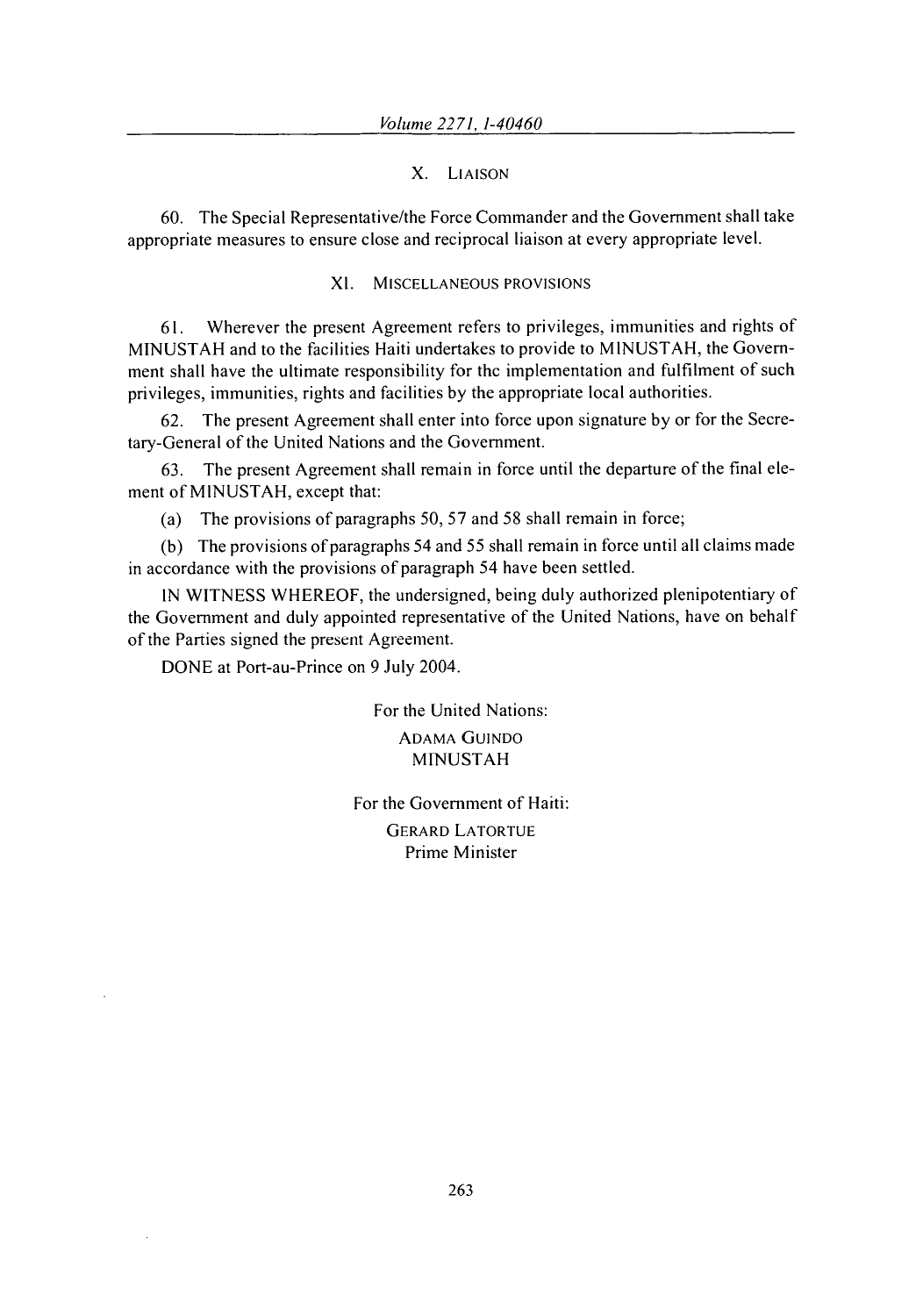## X. LIAISON

60. The Special Representative/the Force Commander and the Government shall take appropriate measures to ensure close and reciprocal liaison at every appropriate level.

## XI. MISCELLANEOUS PROVISIONS

61. Wherever the present Agreement refers to privileges, immunities and rights of MINUSTAH and to the facilities Haiti undertakes to provide to MINUSTAH, the Government shall have the ultimate responsibility for thc implementation and fulfilment of such privileges, immunities, rights and facilities by the appropriate local authorities.

62. The present Agreement shall enter into force upon signature by or for the Secretary-General of the United Nations and the Government.

63. The present Agreement shall remain in force until the departure of the final element of MINUSTAH, except that:

(a) The provisions of paragraphs 50, 57 and 58 shall remain in force;

(b) The provisions of paragraphs 54 and 55 shall remain in force until all claims made in accordance with the provisions of paragraph 54 have been settled.

IN WITNESS WHEREOF, the undersigned, being duly authorized plenipotentiary of the Government and duly appointed representative of the United Nations, have on behalf of the Parties signed the present Agreement.

DONE at Port-au-Prince on 9 July 2004.

For the United Nations:

ADAMA GUINDO
MINUSTAH

For the Government of Haiti:

GERARD LATORTUE
Prime Minister